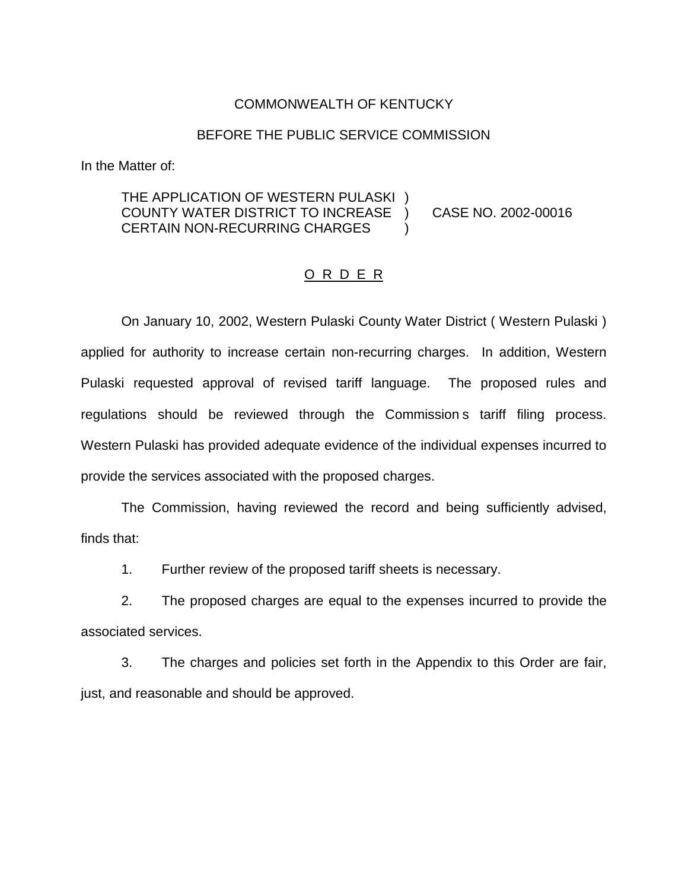COMMONWEALTH OF KENTUCKY

BEFORE THE PUBLIC SERVICE COMMISSION

In the Matter of:

THE APPLICATION OF WESTERN PULASKI )
COUNTY WATER DISTRICT TO INCREASE ) CASE NO. 2002-00016
CERTAIN NON-RECURRING CHARGES )

# O R D E R

On January 10, 2002, Western Pulaski County Water District ( Western Pulaski ) applied for authority to increase certain non-recurring charges. In addition, Western Pulaski requested approval of revised tariff language. The proposed rules and regulations should be reviewed through the Commission s tariff filing process. Western Pulaski has provided adequate evidence of the individual expenses incurred to provide the services associated with the proposed charges.

The Commission, having reviewed the record and being sufficiently advised, finds that:

1. Further review of the proposed tariff sheets is necessary.

2. The proposed charges are equal to the expenses incurred to provide the associated services.

3. The charges and policies set forth in the Appendix to this Order are fair, just, and reasonable and should be approved.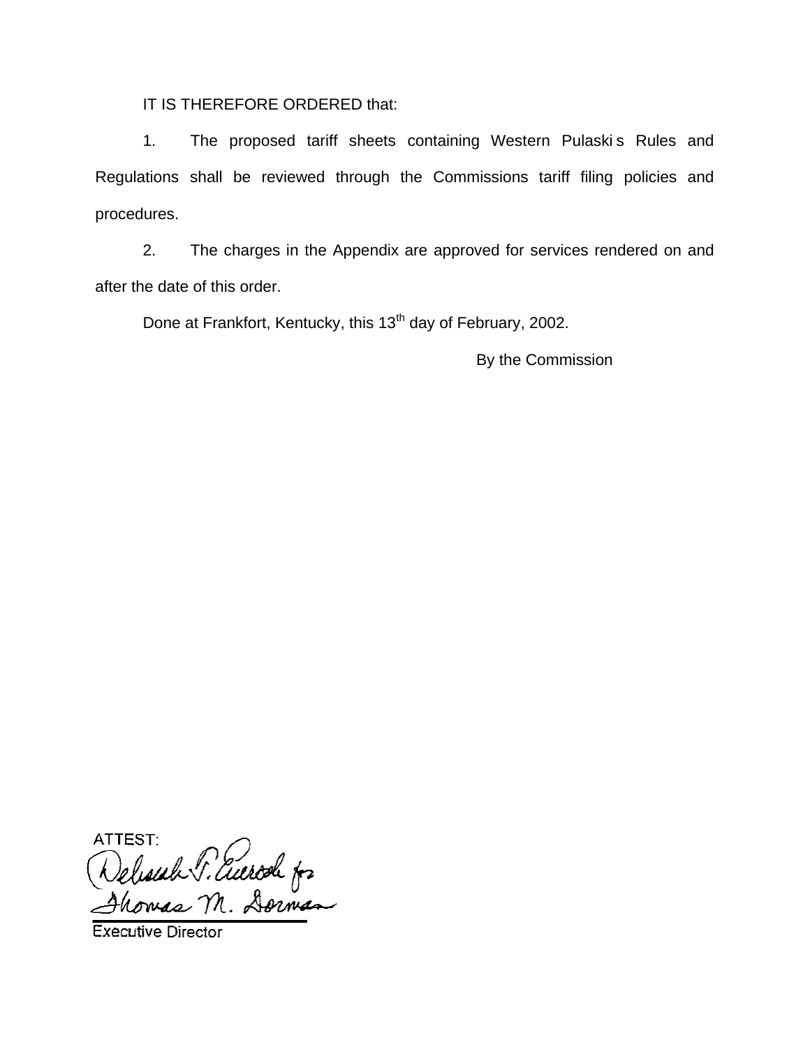IT IS THEREFORE ORDERED that:

1. The proposed tariff sheets containing Western Pulaski s Rules and Regulations shall be reviewed through the Commissions tariff filing policies and procedures.

2. The charges in the Appendix are approved for services rendered on and after the date of this order.

Done at Frankfort, Kentucky, this 13th day of February, 2002.

By the Commission

ATTEST:

Deborah T. Eversole for
Thomas M. Dorman

Executive Director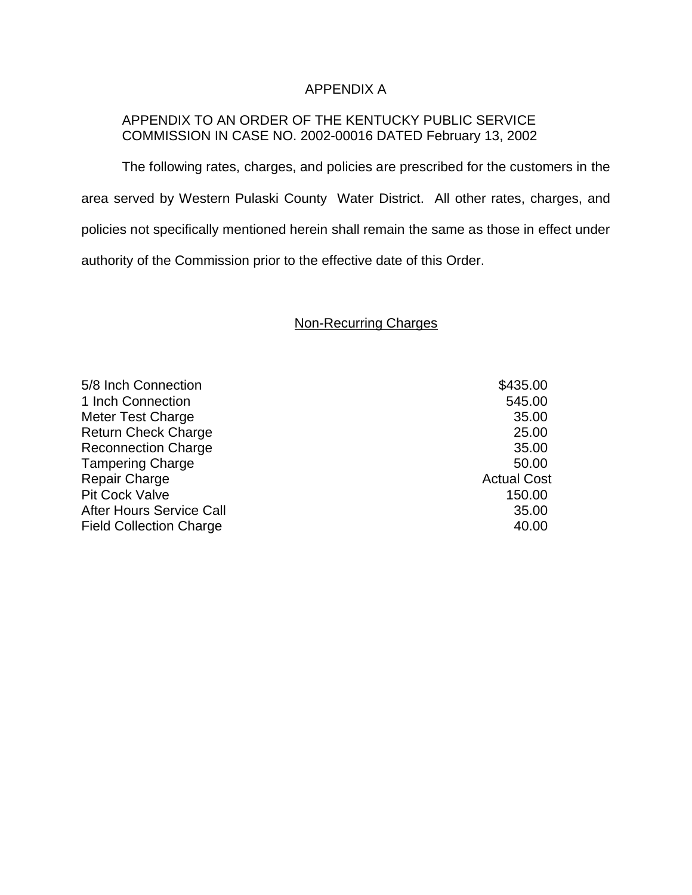# APPENDIX A

APPENDIX TO AN ORDER OF THE KENTUCKY PUBLIC SERVICE COMMISSION IN CASE NO. 2002-00016 DATED February 13, 2002

The following rates, charges, and policies are prescribed for the customers in the area served by Western Pulaski County Water District. All other rates, charges, and policies not specifically mentioned herein shall remain the same as those in effect under authority of the Commission prior to the effective date of this Order.

## Non-Recurring Charges

| | |
|---|---|
| 5/8 Inch Connection | $435.00 |
| 1 Inch Connection | 545.00 |
| Meter Test Charge | 35.00 |
| Return Check Charge | 25.00 |
| Reconnection Charge | 35.00 |
| Tampering Charge | 50.00 |
| Repair Charge | Actual Cost |
| Pit Cock Valve | 150.00 |
| After Hours Service Call | 35.00 |
| Field Collection Charge | 40.00 |